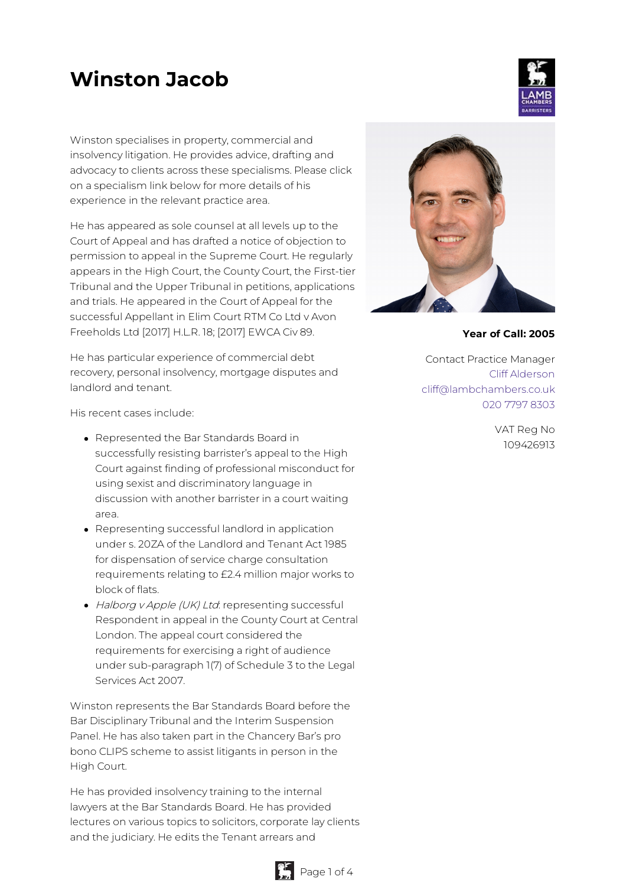# Winston Jacob

Winston specialises in property, commercial and insolvency litigation. He provides advice, drafting and advocacy to clients across these specialisms. Please click on a specialism link below for more details of his experience in the relevant practice area.

He has appeared as sole counsel at all levels up to the Court of Appeal and has drafted a notice of objection to permission to appeal in the Supreme Court. He regularly appears in the High Court, the County Court, the First-tier Tribunal and the Upper Tribunal in petitions, applications and trials. He appeared in the Court of Appeal for the successful Appellant in Elim Court RTM Co Ltd v Avon Freeholds Ltd [2017] H.L.R. 18; [2017] EWCA Civ 89.

He has particular experience of commercial debt recovery, personal insolvency, mortgage disputes and landlord and tenant.

His recent cases include:

- Represented the Bar Standards Board in successfully resisting barrister's appeal to the High Court against finding of professional misconduct for using sexist and discriminatory language in discussion with another barrister in a court waiting area.
- Representing successful landlord in application under s. 20ZA of the Landlord and Tenant Act 1985 for dispensation of service charge consultation requirements relating to £2.4 million major works to block of flats.
- *Halborg v Apple (UK) Ltd*: representing successful Respondent in appeal in the County Court at Central London. The appeal court considered the requirements for exercising a right of audience under sub-paragraph 1(7) of Schedule 3 to the Legal Services Act 2007.

Winston represents the Bar Standards Board before the Bar Disciplinary Tribunal and the Interim Suspension Panel. He has also taken part in the Chancery Bar's pro bono CLIPS scheme to assist litigants in person in the High Court.

He has provided insolvency training to the internal lawyers at the Bar Standards Board. He has provided lectures on various topics to solicitors, corporate lay clients and the judiciary. He edits the Tenant arrears and

**Year of Call: 2005**

Contact Practice Manager
Cliff Alderson
cliff@lambchambers.co.uk
020 7797 8303

VAT Reg No
109426913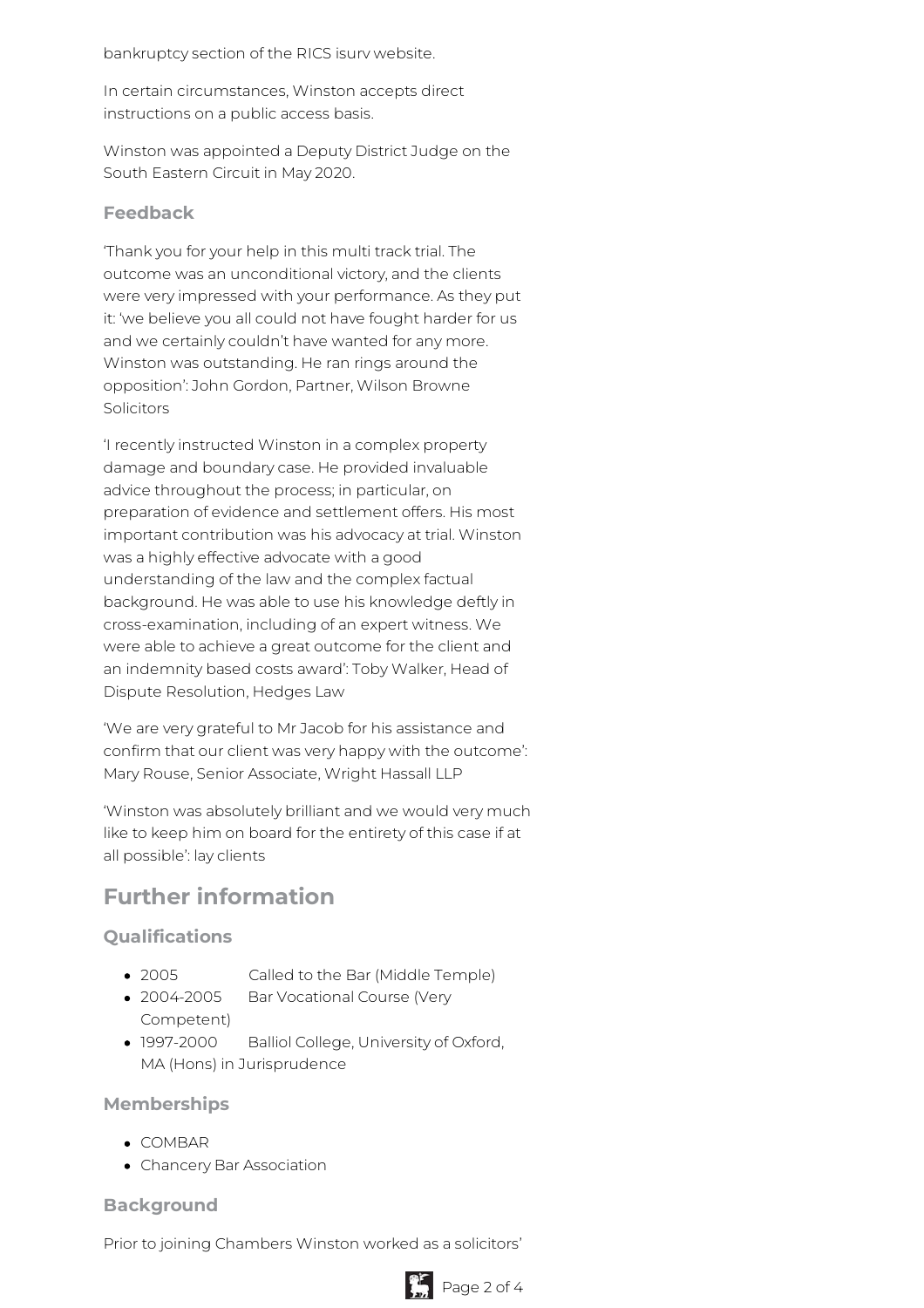bankruptcy section of the RICS isurv website.

In certain circumstances, Winston accepts direct instructions on a public access basis.

Winston was appointed a Deputy District Judge on the South Eastern Circuit in May 2020.

### Feedback

'Thank you for your help in this multi track trial. The outcome was an unconditional victory, and the clients were very impressed with your performance. As they put it: 'we believe you all could not have fought harder for us and we certainly couldn't have wanted for any more. Winston was outstanding. He ran rings around the opposition': John Gordon, Partner, Wilson Browne Solicitors

'I recently instructed Winston in a complex property damage and boundary case. He provided invaluable advice throughout the process; in particular, on preparation of evidence and settlement offers. His most important contribution was his advocacy at trial. Winston was a highly effective advocate with a good understanding of the law and the complex factual background. He was able to use his knowledge deftly in cross-examination, including of an expert witness. We were able to achieve a great outcome for the client and an indemnity based costs award': Toby Walker, Head of Dispute Resolution, Hedges Law

'We are very grateful to Mr Jacob for his assistance and confirm that our client was very happy with the outcome': Mary Rouse, Senior Associate, Wright Hassall LLP

'Winston was absolutely brilliant and we would very much like to keep him on board for the entirety of this case if at all possible': lay clients

## Further information

### Qualifications

- 2005 Called to the Bar (Middle Temple)
- 2004-2005 Bar Vocational Course (Very Competent)
- 1997-2000 Balliol College, University of Oxford, MA (Hons) in Jurisprudence

### Memberships

- COMBAR
- Chancery Bar Association

### Background

Prior to joining Chambers Winston worked as a solicitors'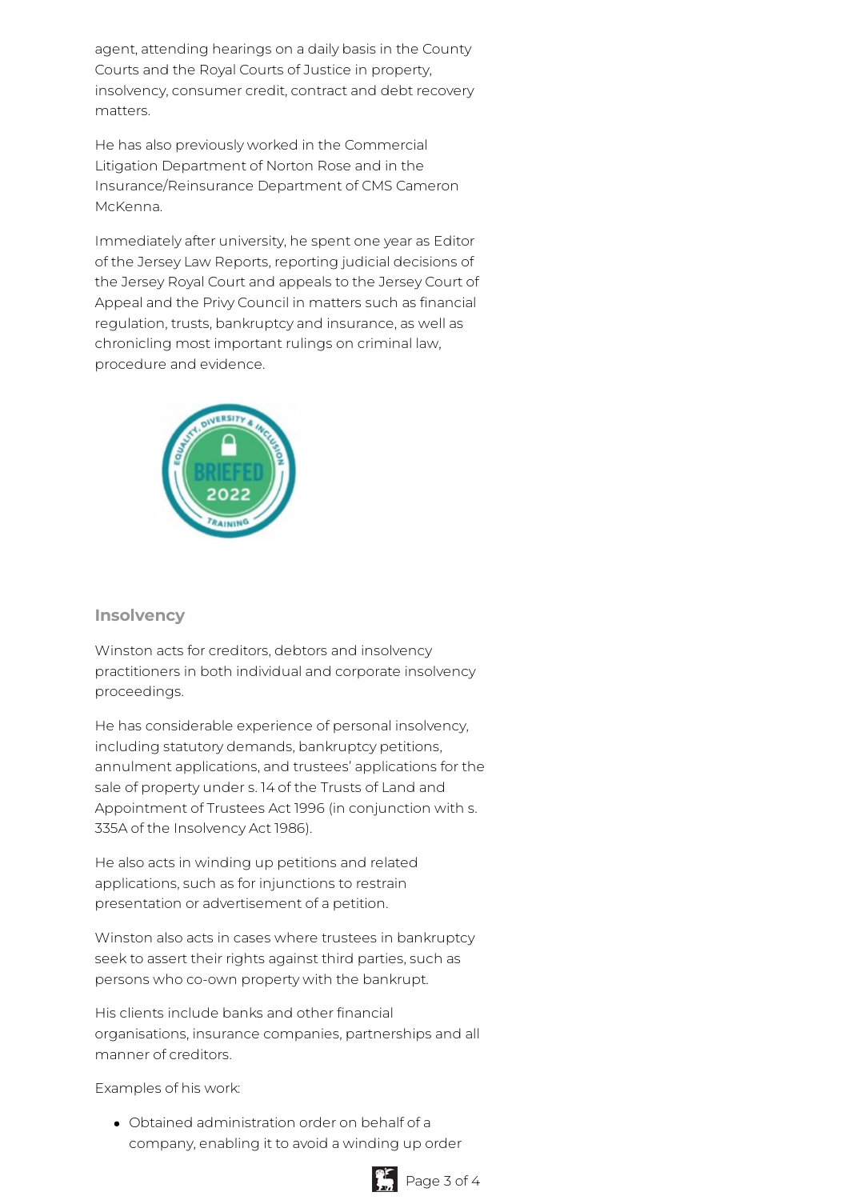agent, attending hearings on a daily basis in the County Courts and the Royal Courts of Justice in property, insolvency, consumer credit, contract and debt recovery matters.

He has also previously worked in the Commercial Litigation Department of Norton Rose and in the Insurance/Reinsurance Department of CMS Cameron McKenna.

Immediately after university, he spent one year as Editor of the Jersey Law Reports, reporting judicial decisions of the Jersey Royal Court and appeals to the Jersey Court of Appeal and the Privy Council in matters such as financial regulation, trusts, bankruptcy and insurance, as well as chronicling most important rulings on criminal law, procedure and evidence.

### Insolvency

Winston acts for creditors, debtors and insolvency practitioners in both individual and corporate insolvency proceedings.

He has considerable experience of personal insolvency, including statutory demands, bankruptcy petitions, annulment applications, and trustees' applications for the sale of property under s. 14 of the Trusts of Land and Appointment of Trustees Act 1996 (in conjunction with s. 335A of the Insolvency Act 1986).

He also acts in winding up petitions and related applications, such as for injunctions to restrain presentation or advertisement of a petition.

Winston also acts in cases where trustees in bankruptcy seek to assert their rights against third parties, such as persons who co-own property with the bankrupt.

His clients include banks and other financial organisations, insurance companies, partnerships and all manner of creditors.

Examples of his work:

- Obtained administration order on behalf of a company, enabling it to avoid a winding up order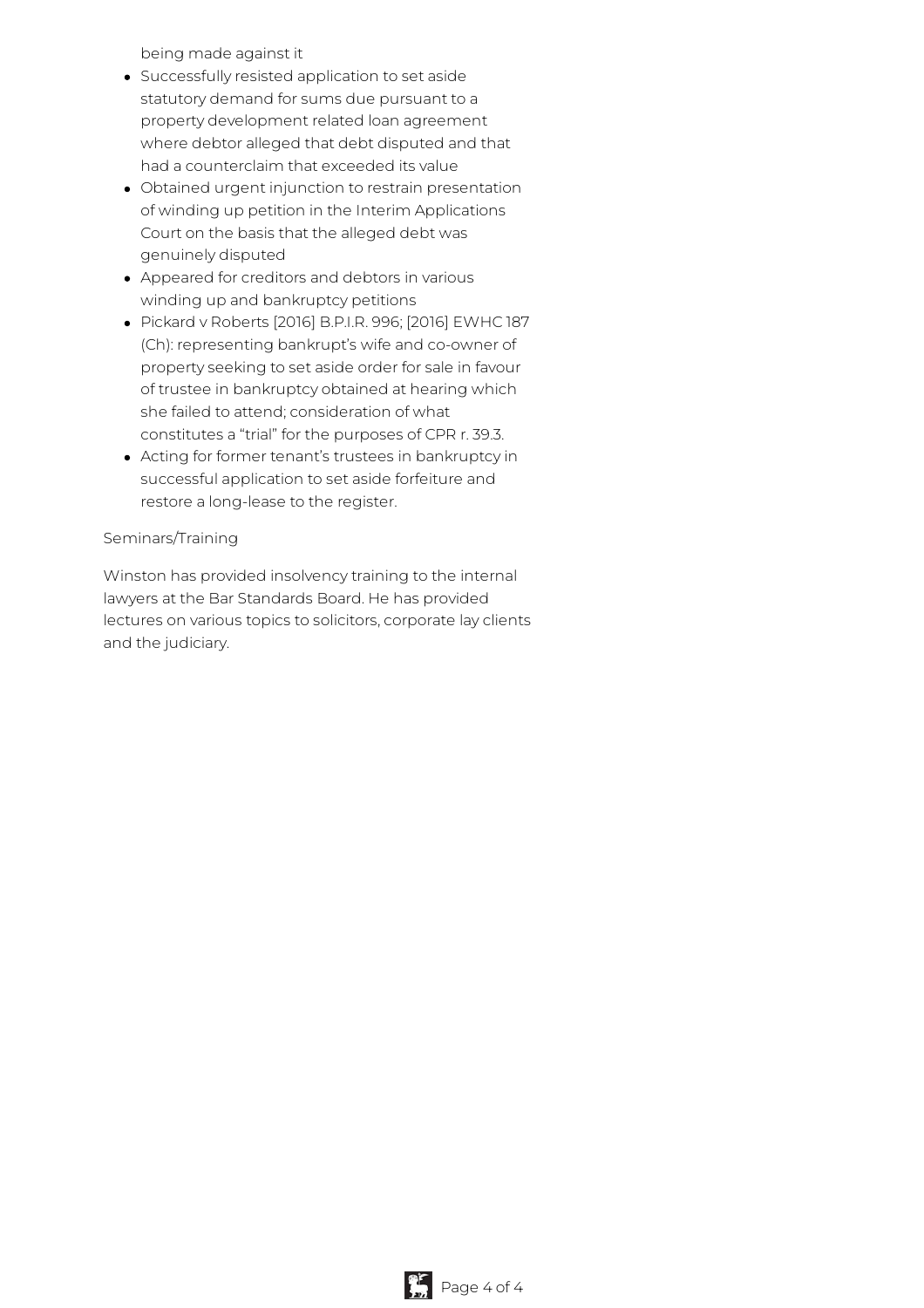being made against it

- Successfully resisted application to set aside statutory demand for sums due pursuant to a property development related loan agreement where debtor alleged that debt disputed and that had a counterclaim that exceeded its value
- Obtained urgent injunction to restrain presentation of winding up petition in the Interim Applications Court on the basis that the alleged debt was genuinely disputed
- Appeared for creditors and debtors in various winding up and bankruptcy petitions
- Pickard v Roberts [2016] B.P.I.R. 996; [2016] EWHC 187 (Ch): representing bankrupt's wife and co-owner of property seeking to set aside order for sale in favour of trustee in bankruptcy obtained at hearing which she failed to attend; consideration of what constitutes a "trial" for the purposes of CPR r. 39.3.
- Acting for former tenant's trustees in bankruptcy in successful application to set aside forfeiture and restore a long-lease to the register.

Seminars/Training

Winston has provided insolvency training to the internal lawyers at the Bar Standards Board. He has provided lectures on various topics to solicitors, corporate lay clients and the judiciary.